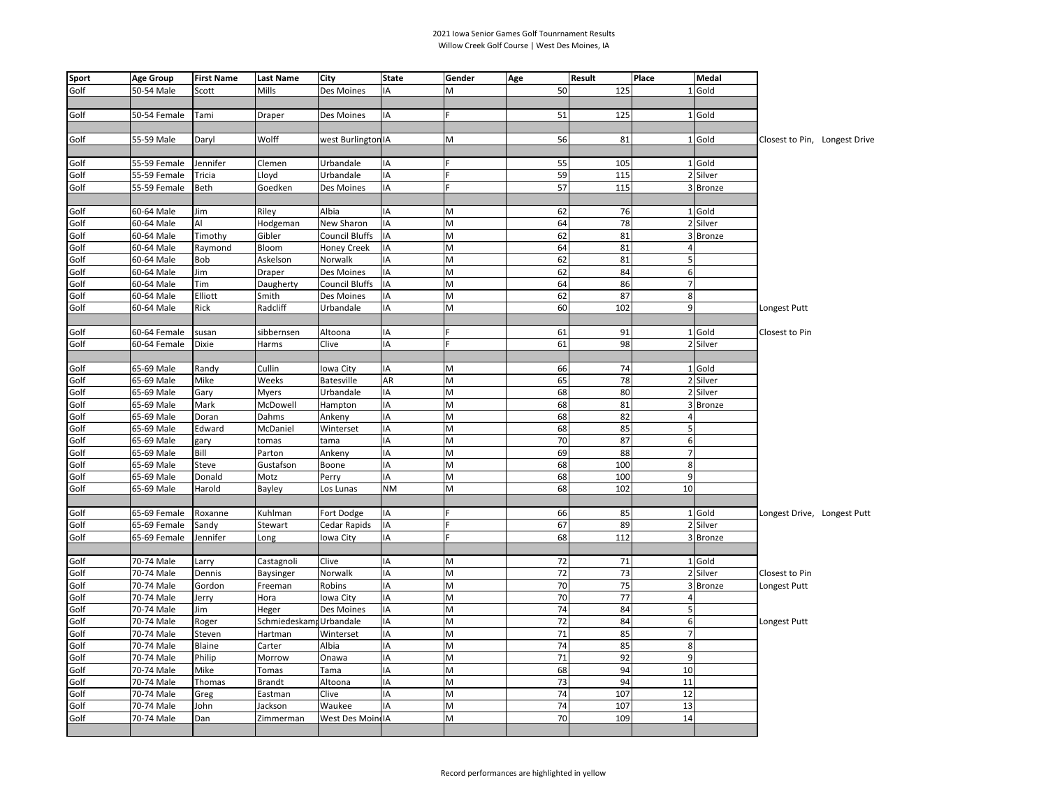2021 Iowa Senior Games Golf Tounrnament Results
Willow Creek Golf Course | West Des Moines, IA

| Sport | Age Group | First Name | Last Name | City | State | Gender | Age | Result | Place | Medal | |
|---|---|---|---|---|---|---|---|---|---|---|---|
| Golf | 50-54 Male | Scott | Mills | Des Moines | IA | M | 50 | 125 | 1 | Gold | |
| | | | | | | | | | | | |
| Golf | 50-54 Female | Tami | Draper | Des Moines | IA | F | 51 | 125 | 1 | Gold | |
| | | | | | | | | | | | |
| Golf | 55-59 Male | Daryl | Wolff | west Burlington | IA | M | 56 | 81 | 1 | Gold | Closest to Pin, Longest Drive |
| | | | | | | | | | | | |
| Golf | 55-59 Female | Jennifer | Clemen | Urbandale | IA | F | 55 | 105 | 1 | Gold | |
| Golf | 55-59 Female | Tricia | Lloyd | Urbandale | IA | F | 59 | 115 | 2 | Silver | |
| Golf | 55-59 Female | Beth | Goedken | Des Moines | IA | F | 57 | 115 | 3 | Bronze | |
| | | | | | | | | | | | |
| Golf | 60-64 Male | Jim | Riley | Albia | IA | M | 62 | 76 | 1 | Gold | |
| Golf | 60-64 Male | Al | Hodgeman | New Sharon | IA | M | 64 | 78 | 2 | Silver | |
| Golf | 60-64 Male | Timothy | Gibler | Council Bluffs | IA | M | 62 | 81 | 3 | Bronze | |
| Golf | 60-64 Male | Raymond | Bloom | Honey Creek | IA | M | 64 | 81 | 4 | | |
| Golf | 60-64 Male | Bob | Askelson | Norwalk | IA | M | 62 | 81 | 5 | | |
| Golf | 60-64 Male | Jim | Draper | Des Moines | IA | M | 62 | 84 | 6 | | |
| Golf | 60-64 Male | Tim | Daugherty | Council Bluffs | IA | M | 64 | 86 | 7 | | |
| Golf | 60-64 Male | Elliott | Smith | Des Moines | IA | M | 62 | 87 | 8 | | |
| Golf | 60-64 Male | Rick | Radcliff | Urbandale | IA | M | 60 | 102 | 9 | | Longest Putt |
| | | | | | | | | | | | |
| Golf | 60-64 Female | susan | sibbernsen | Altoona | IA | F | 61 | 91 | 1 | Gold | Closest to Pin |
| Golf | 60-64 Female | Dixie | Harms | Clive | IA | F | 61 | 98 | 2 | Silver | |
| | | | | | | | | | | | |
| Golf | 65-69 Male | Randy | Cullin | Iowa City | IA | M | 66 | 74 | 1 | Gold | |
| Golf | 65-69 Male | Mike | Weeks | Batesville | AR | M | 65 | 78 | 2 | Silver | |
| Golf | 65-69 Male | Gary | Myers | Urbandale | IA | M | 68 | 80 | 2 | Silver | |
| Golf | 65-69 Male | Mark | McDowell | Hampton | IA | M | 68 | 81 | 3 | Bronze | |
| Golf | 65-69 Male | Doran | Dahms | Ankeny | IA | M | 68 | 82 | 4 | | |
| Golf | 65-69 Male | Edward | McDaniel | Winterset | IA | M | 68 | 85 | 5 | | |
| Golf | 65-69 Male | gary | tomas | tama | IA | M | 70 | 87 | 6 | | |
| Golf | 65-69 Male | Bill | Parton | Ankeny | IA | M | 69 | 88 | 7 | | |
| Golf | 65-69 Male | Steve | Gustafson | Boone | IA | M | 68 | 100 | 8 | | |
| Golf | 65-69 Male | Donald | Motz | Perry | IA | M | 68 | 100 | 9 | | |
| Golf | 65-69 Male | Harold | Bayley | Los Lunas | NM | M | 68 | 102 | 10 | | |
| | | | | | | | | | | | |
| Golf | 65-69 Female | Roxanne | Kuhlman | Fort Dodge | IA | F | 66 | 85 | 1 | Gold | Longest Drive, Longest Putt |
| Golf | 65-69 Female | Sandy | Stewart | Cedar Rapids | IA | F | 67 | 89 | 2 | Silver | |
| Golf | 65-69 Female | Jennifer | Long | Iowa City | IA | F | 68 | 112 | 3 | Bronze | |
| | | | | | | | | | | | |
| Golf | 70-74 Male | Larry | Castagnoli | Clive | IA | M | 72 | 71 | 1 | Gold | |
| Golf | 70-74 Male | Dennis | Baysinger | Norwalk | IA | M | 72 | 73 | 2 | Silver | Closest to Pin |
| Golf | 70-74 Male | Gordon | Freeman | Robins | IA | M | 70 | 75 | 3 | Bronze | Longest Putt |
| Golf | 70-74 Male | Jerry | Hora | Iowa City | IA | M | 70 | 77 | 4 | | |
| Golf | 70-74 Male | Jim | Heger | Des Moines | IA | M | 74 | 84 | 5 | | |
| Golf | 70-74 Male | Roger | Schmiedeskamp | Urbandale | IA | M | 72 | 84 | 6 | | Longest Putt |
| Golf | 70-74 Male | Steven | Hartman | Winterset | IA | M | 71 | 85 | 7 | | |
| Golf | 70-74 Male | Blaine | Carter | Albia | IA | M | 74 | 85 | 8 | | |
| Golf | 70-74 Male | Philip | Morrow | Onawa | IA | M | 71 | 92 | 9 | | |
| Golf | 70-74 Male | Mike | Tomas | Tama | IA | M | 68 | 94 | 10 | | |
| Golf | 70-74 Male | Thomas | Brandt | Altoona | IA | M | 73 | 94 | 11 | | |
| Golf | 70-74 Male | Greg | Eastman | Clive | IA | M | 74 | 107 | 12 | | |
| Golf | 70-74 Male | John | Jackson | Waukee | IA | M | 74 | 107 | 13 | | |
| Golf | 70-74 Male | Dan | Zimmerman | West Des Moines | IA | M | 70 | 109 | 14 | | |
| | | | | | | | | | | | |

Record performances are highlighted in yellow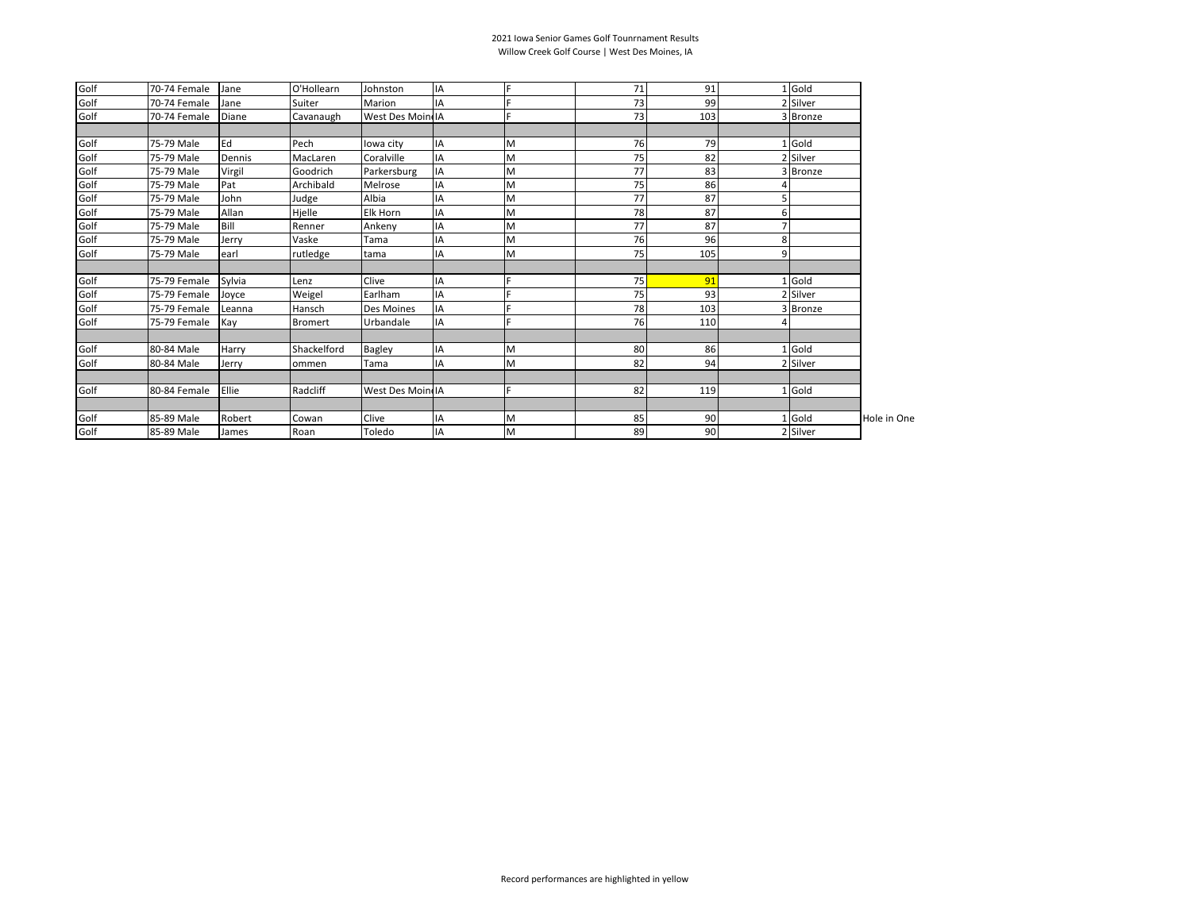2021 Iowa Senior Games Golf Tounrnament Results
Willow Creek Golf Course | West Des Moines, IA

| | | | | | | | | | | | |
|---|---|---|---|---|---|---|---|---|---|---|---|
| Golf | 70-74 Female | Jane | O'Hollearn | Johnston | IA | F | 71 | 91 | 1 | Gold | |
| Golf | 70-74 Female | Jane | Suiter | Marion | IA | F | 73 | 99 | 2 | Silver | |
| Golf | 70-74 Female | Diane | Cavanaugh | West Des Moin | IA | F | 73 | 103 | 3 | Bronze | |
| | | | | | | | | | | | |
| Golf | 75-79 Male | Ed | Pech | Iowa city | IA | M | 76 | 79 | 1 | Gold | |
| Golf | 75-79 Male | Dennis | MacLaren | Coralville | IA | M | 75 | 82 | 2 | Silver | |
| Golf | 75-79 Male | Virgil | Goodrich | Parkersburg | IA | M | 77 | 83 | 3 | Bronze | |
| Golf | 75-79 Male | Pat | Archibald | Melrose | IA | M | 75 | 86 | 4 | | |
| Golf | 75-79 Male | John | Judge | Albia | IA | M | 77 | 87 | 5 | | |
| Golf | 75-79 Male | Allan | Hjelle | Elk Horn | IA | M | 78 | 87 | 6 | | |
| Golf | 75-79 Male | Bill | Renner | Ankeny | IA | M | 77 | 87 | 7 | | |
| Golf | 75-79 Male | Jerry | Vaske | Tama | IA | M | 76 | 96 | 8 | | |
| Golf | 75-79 Male | earl | rutledge | tama | IA | M | 75 | 105 | 9 | | |
| | | | | | | | | | | | |
| Golf | 75-79 Female | Sylvia | Lenz | Clive | IA | F | 75 | 91 | 1 | Gold | |
| Golf | 75-79 Female | Joyce | Weigel | Earlham | IA | F | 75 | 93 | 2 | Silver | |
| Golf | 75-79 Female | Leanna | Hansch | Des Moines | IA | F | 78 | 103 | 3 | Bronze | |
| Golf | 75-79 Female | Kay | Bromert | Urbandale | IA | F | 76 | 110 | 4 | | |
| | | | | | | | | | | | |
| Golf | 80-84 Male | Harry | Shackelford | Bagley | IA | M | 80 | 86 | 1 | Gold | |
| Golf | 80-84 Male | Jerry | ommen | Tama | IA | M | 82 | 94 | 2 | Silver | |
| | | | | | | | | | | | |
| Golf | 80-84 Female | Ellie | Radcliff | West Des Moin | IA | F | 82 | 119 | 1 | Gold | |
| | | | | | | | | | | | |
| Golf | 85-89 Male | Robert | Cowan | Clive | IA | M | 85 | 90 | 1 | Gold | Hole in One |
| Golf | 85-89 Male | James | Roan | Toledo | IA | M | 89 | 90 | 2 | Silver | |

Record performances are highlighted in yellow